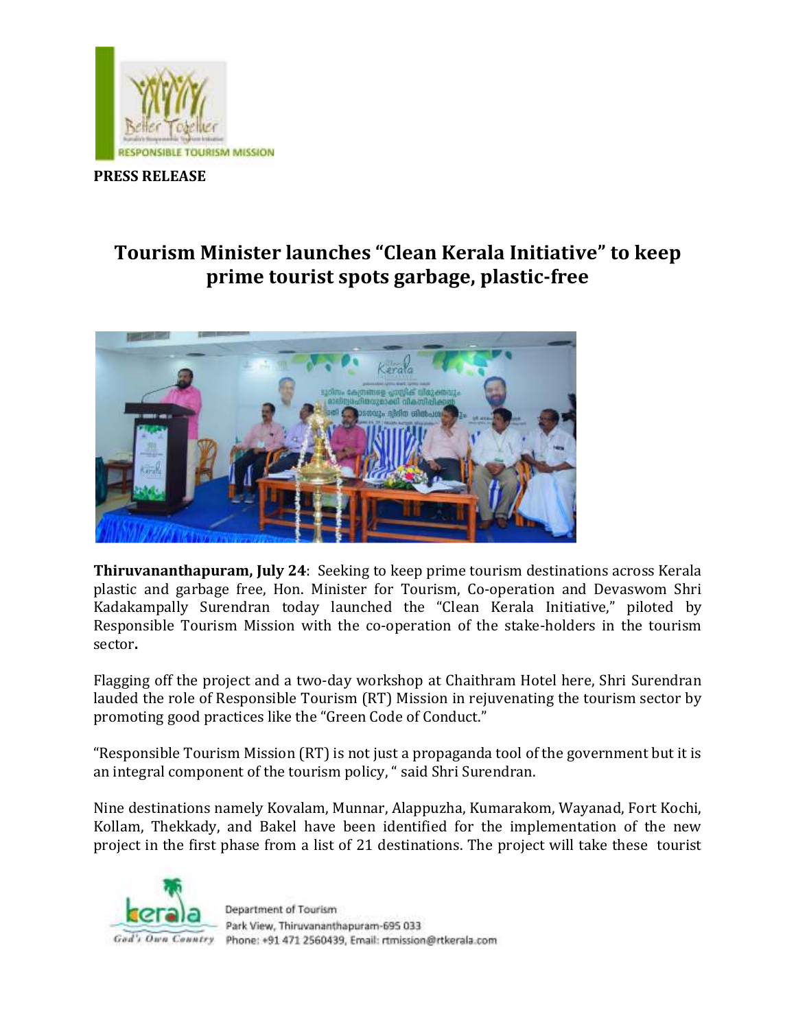**PRESS RELEASE**

# Tourism Minister launches “Clean Kerala Initiative” to keep prime tourist spots garbage, plastic-free

**Thiruvananthapuram, July 24**: Seeking to keep prime tourism destinations across Kerala plastic and garbage free, Hon. Minister for Tourism, Co-operation and Devaswom Shri Kadakampally Surendran today launched the “Clean Kerala Initiative,” piloted by Responsible Tourism Mission with the co-operation of the stake-holders in the tourism sector**.**

Flagging off the project and a two-day workshop at Chaithram Hotel here, Shri Surendran lauded the role of Responsible Tourism (RT) Mission in rejuvenating the tourism sector by promoting good practices like the “Green Code of Conduct.”

“Responsible Tourism Mission (RT) is not just a propaganda tool of the government but it is an integral component of the tourism policy, “ said Shri Surendran.

Nine destinations namely Kovalam, Munnar, Alappuzha, Kumarakom, Wayanad, Fort Kochi, Kollam, Thekkady, and Bakel have been identified for the implementation of the new project in the first phase from a list of 21 destinations. The project will take these tourist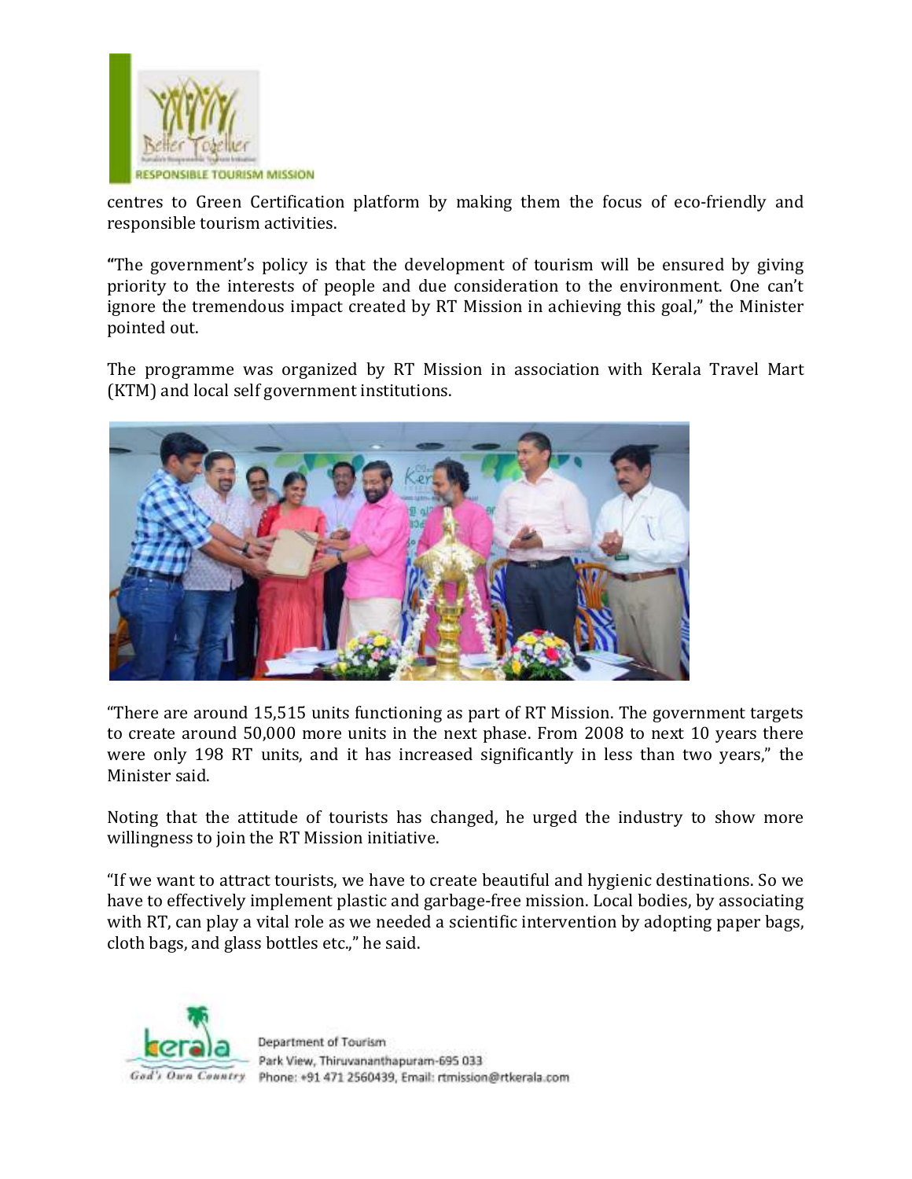centres to Green Certification platform by making them the focus of eco-friendly and responsible tourism activities.

"The government's policy is that the development of tourism will be ensured by giving priority to the interests of people and due consideration to the environment. One can't ignore the tremendous impact created by RT Mission in achieving this goal," the Minister pointed out.

The programme was organized by RT Mission in association with Kerala Travel Mart (KTM) and local self government institutions.

"There are around 15,515 units functioning as part of RT Mission. The government targets to create around 50,000 more units in the next phase. From 2008 to next 10 years there were only 198 RT units, and it has increased significantly in less than two years," the Minister said.

Noting that the attitude of tourists has changed, he urged the industry to show more willingness to join the RT Mission initiative.

"If we want to attract tourists, we have to create beautiful and hygienic destinations. So we have to effectively implement plastic and garbage-free mission. Local bodies, by associating with RT, can play a vital role as we needed a scientific intervention by adopting paper bags, cloth bags, and glass bottles etc.," he said.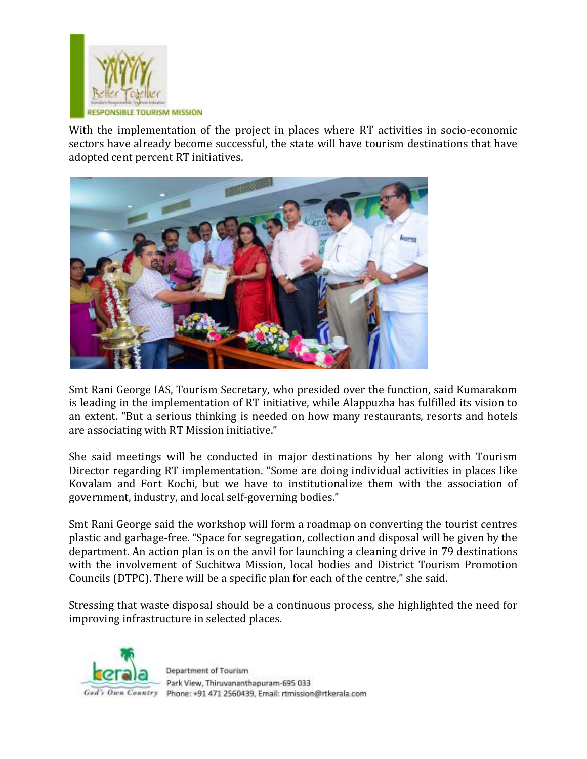With the implementation of the project in places where RT activities in socio-economic sectors have already become successful, the state will have tourism destinations that have adopted cent percent RT initiatives.

Smt Rani George IAS, Tourism Secretary, who presided over the function, said Kumarakom is leading in the implementation of RT initiative, while Alappuzha has fulfilled its vision to an extent. “But a serious thinking is needed on how many restaurants, resorts and hotels are associating with RT Mission initiative.”

She said meetings will be conducted in major destinations by her along with Tourism Director regarding RT implementation. “Some are doing individual activities in places like Kovalam and Fort Kochi, but we have to institutionalize them with the association of government, industry, and local self-governing bodies.”

Smt Rani George said the workshop will form a roadmap on converting the tourist centres plastic and garbage-free. “Space for segregation, collection and disposal will be given by the department. An action plan is on the anvil for launching a cleaning drive in 79 destinations with the involvement of Suchitwa Mission, local bodies and District Tourism Promotion Councils (DTPC). There will be a specific plan for each of the centre,” she said.

Stressing that waste disposal should be a continuous process, she highlighted the need for improving infrastructure in selected places.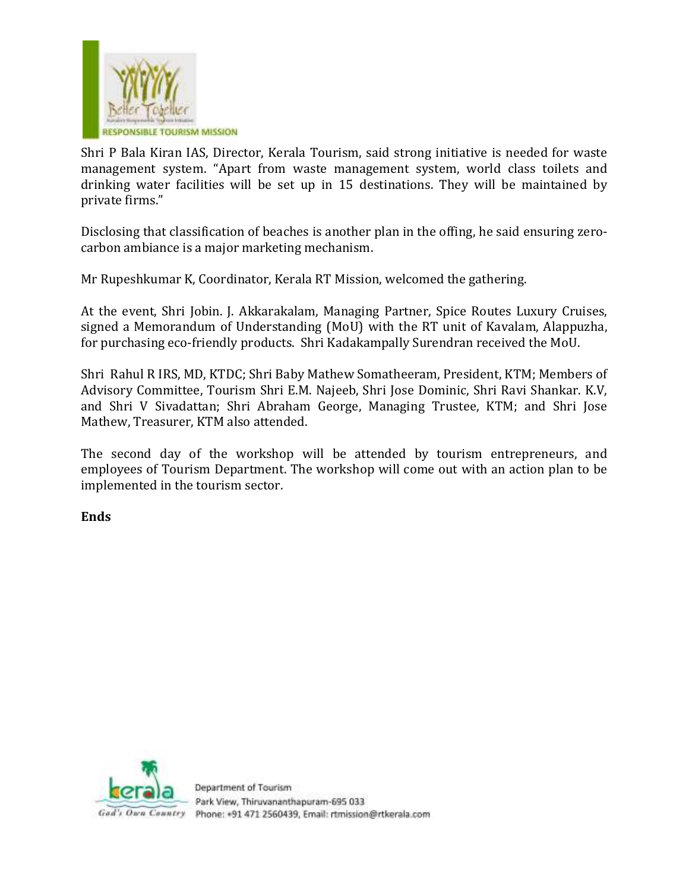Shri P Bala Kiran IAS, Director, Kerala Tourism, said strong initiative is needed for waste management system. "Apart from waste management system, world class toilets and drinking water facilities will be set up in 15 destinations. They will be maintained by private firms."

Disclosing that classification of beaches is another plan in the offing, he said ensuring zero-carbon ambiance is a major marketing mechanism.

Mr Rupeshkumar K, Coordinator, Kerala RT Mission, welcomed the gathering.

At the event, Shri Jobin. J. Akkarakalam, Managing Partner, Spice Routes Luxury Cruises, signed a Memorandum of Understanding (MoU) with the RT unit of Kavalam, Alappuzha, for purchasing eco-friendly products. Shri Kadakampally Surendran received the MoU.

Shri Rahul R IRS, MD, KTDC; Shri Baby Mathew Somatheeram, President, KTM; Members of Advisory Committee, Tourism Shri E.M. Najeeb, Shri Jose Dominic, Shri Ravi Shankar. K.V, and Shri V Sivadattan; Shri Abraham George, Managing Trustee, KTM; and Shri Jose Mathew, Treasurer, KTM also attended.

The second day of the workshop will be attended by tourism entrepreneurs, and employees of Tourism Department. The workshop will come out with an action plan to be implemented in the tourism sector.

**Ends**